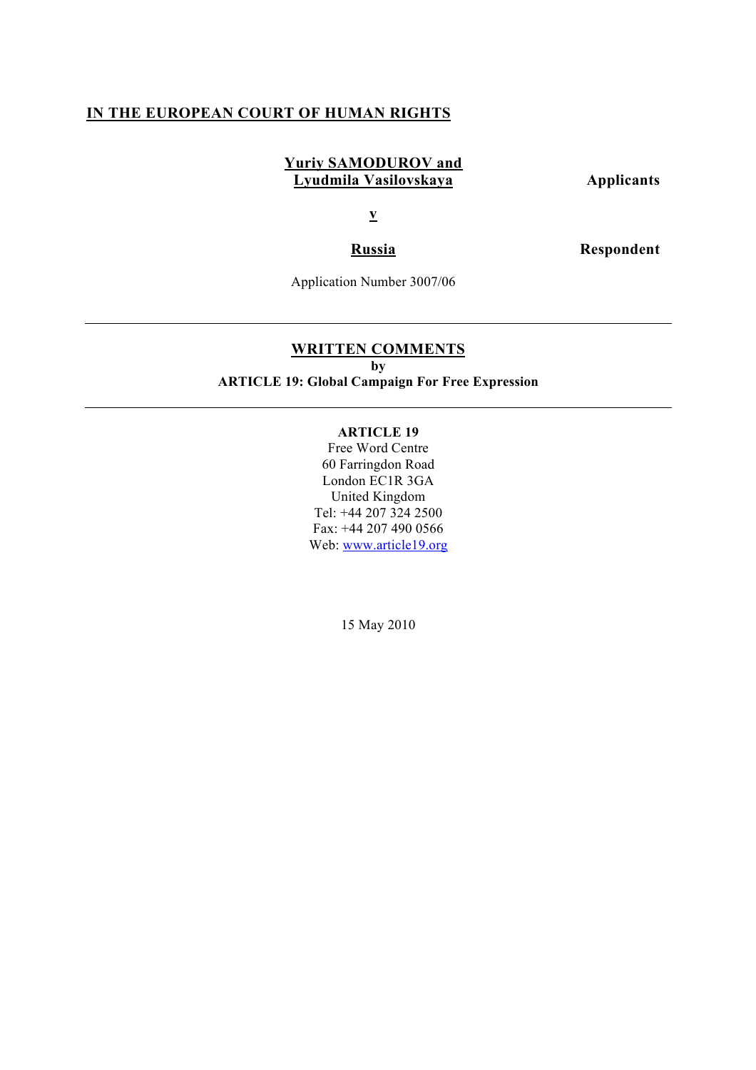**IN THE EUROPEAN COURT OF HUMAN RIGHTS**

**Yuriy SAMODUROV and Lyudmila Vasilovskaya** **Applicants**

**v**

**Russia** **Respondent**

Application Number 3007/06

---

# WRITTEN COMMENTS

**by**

**ARTICLE 19: Global Campaign For Free Expression**

---

**ARTICLE 19**
Free Word Centre
60 Farringdon Road
London EC1R 3GA
United Kingdom
Tel: +44 207 324 2500
Fax: +44 207 490 0566
Web: www.article19.org

15 May 2010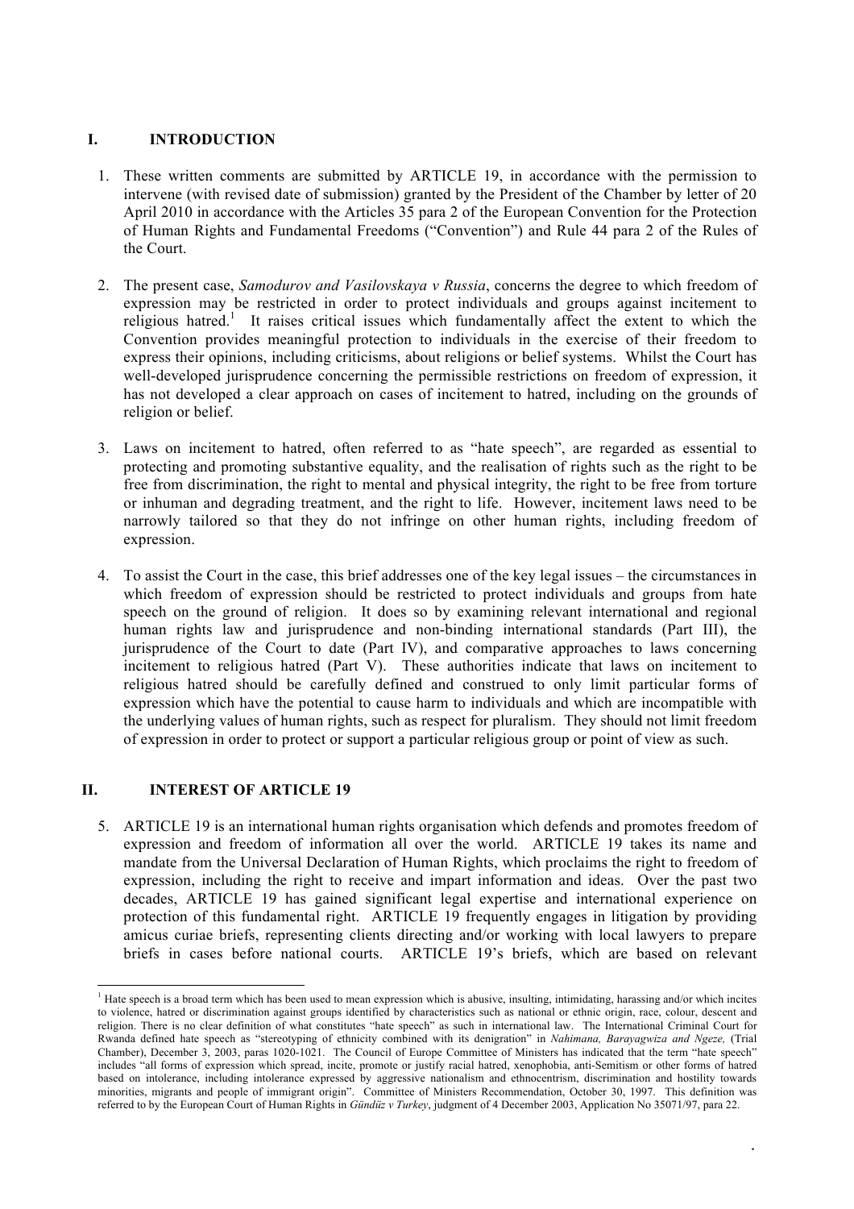## I. INTRODUCTION

1. These written comments are submitted by ARTICLE 19, in accordance with the permission to intervene (with revised date of submission) granted by the President of the Chamber by letter of 20 April 2010 in accordance with the Articles 35 para 2 of the European Convention for the Protection of Human Rights and Fundamental Freedoms ("Convention") and Rule 44 para 2 of the Rules of the Court.

2. The present case, *Samodurov and Vasilovskaya v Russia*, concerns the degree to which freedom of expression may be restricted in order to protect individuals and groups against incitement to religious hatred.[1] It raises critical issues which fundamentally affect the extent to which the Convention provides meaningful protection to individuals in the exercise of their freedom to express their opinions, including criticisms, about religions or belief systems. Whilst the Court has well-developed jurisprudence concerning the permissible restrictions on freedom of expression, it has not developed a clear approach on cases of incitement to hatred, including on the grounds of religion or belief.

3. Laws on incitement to hatred, often referred to as "hate speech", are regarded as essential to protecting and promoting substantive equality, and the realisation of rights such as the right to be free from discrimination, the right to mental and physical integrity, the right to be free from torture or inhuman and degrading treatment, and the right to life. However, incitement laws need to be narrowly tailored so that they do not infringe on other human rights, including freedom of expression.

4. To assist the Court in the case, this brief addresses one of the key legal issues – the circumstances in which freedom of expression should be restricted to protect individuals and groups from hate speech on the ground of religion. It does so by examining relevant international and regional human rights law and jurisprudence and non-binding international standards (Part III), the jurisprudence of the Court to date (Part IV), and comparative approaches to laws concerning incitement to religious hatred (Part V). These authorities indicate that laws on incitement to religious hatred should be carefully defined and construed to only limit particular forms of expression which have the potential to cause harm to individuals and which are incompatible with the underlying values of human rights, such as respect for pluralism. They should not limit freedom of expression in order to protect or support a particular religious group or point of view as such.

## II. INTEREST OF ARTICLE 19

5. ARTICLE 19 is an international human rights organisation which defends and promotes freedom of expression and freedom of information all over the world. ARTICLE 19 takes its name and mandate from the Universal Declaration of Human Rights, which proclaims the right to freedom of expression, including the right to receive and impart information and ideas. Over the past two decades, ARTICLE 19 has gained significant legal expertise and international experience on protection of this fundamental right. ARTICLE 19 frequently engages in litigation by providing amicus curiae briefs, representing clients directing and/or working with local lawyers to prepare briefs in cases before national courts. ARTICLE 19's briefs, which are based on relevant

---

[1] Hate speech is a broad term which has been used to mean expression which is abusive, insulting, intimidating, harassing and/or which incites to violence, hatred or discrimination against groups identified by characteristics such as national or ethnic origin, race, colour, descent and religion. There is no clear definition of what constitutes "hate speech" as such in international law. The International Criminal Court for Rwanda defined hate speech as "stereotyping of ethnicity combined with its denigration" in *Nahimana, Barayagwiza and Ngeze,* (Trial Chamber), December 3, 2003, paras 1020-1021. The Council of Europe Committee of Ministers has indicated that the term "hate speech" includes "all forms of expression which spread, incite, promote or justify racial hatred, xenophobia, anti-Semitism or other forms of hatred based on intolerance, including intolerance expressed by aggressive nationalism and ethnocentrism, discrimination and hostility towards minorities, migrants and people of immigrant origin". Committee of Ministers Recommendation, October 30, 1997. This definition was referred to by the European Court of Human Rights in *Gündüz v Turkey*, judgment of 4 December 2003, Application No 35071/97, para 22.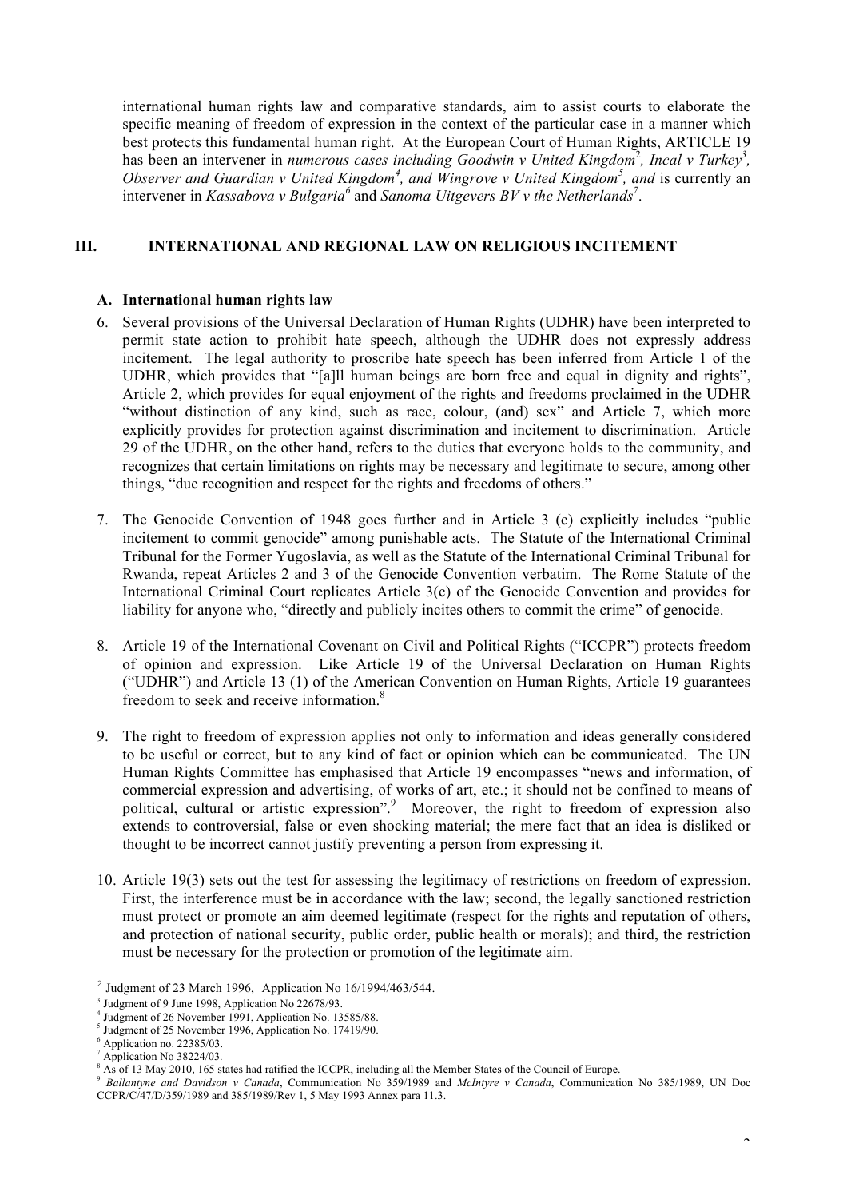international human rights law and comparative standards, aim to assist courts to elaborate the specific meaning of freedom of expression in the context of the particular case in a manner which best protects this fundamental human right. At the European Court of Human Rights, ARTICLE 19 has been an intervener in *numerous cases including Goodwin v United Kingdom*[2], *Incal v Turkey*[3], *Observer and Guardian v United Kingdom*[4], *and Wingrove v United Kingdom*[5], *and* is currently an intervener in *Kassabova v Bulgaria*[6] and *Sanoma Uitgevers BV v the Netherlands*[7].

## III. INTERNATIONAL AND REGIONAL LAW ON RELIGIOUS INCITEMENT

### A. International human rights law

6. Several provisions of the Universal Declaration of Human Rights (UDHR) have been interpreted to permit state action to prohibit hate speech, although the UDHR does not expressly address incitement. The legal authority to proscribe hate speech has been inferred from Article 1 of the UDHR, which provides that "[a]ll human beings are born free and equal in dignity and rights", Article 2, which provides for equal enjoyment of the rights and freedoms proclaimed in the UDHR "without distinction of any kind, such as race, colour, (and) sex" and Article 7, which more explicitly provides for protection against discrimination and incitement to discrimination. Article 29 of the UDHR, on the other hand, refers to the duties that everyone holds to the community, and recognizes that certain limitations on rights may be necessary and legitimate to secure, among other things, "due recognition and respect for the rights and freedoms of others."

7. The Genocide Convention of 1948 goes further and in Article 3 (c) explicitly includes "public incitement to commit genocide" among punishable acts. The Statute of the International Criminal Tribunal for the Former Yugoslavia, as well as the Statute of the International Criminal Tribunal for Rwanda, repeat Articles 2 and 3 of the Genocide Convention verbatim. The Rome Statute of the International Criminal Court replicates Article 3(c) of the Genocide Convention and provides for liability for anyone who, "directly and publicly incites others to commit the crime" of genocide.

8. Article 19 of the International Covenant on Civil and Political Rights ("ICCPR") protects freedom of opinion and expression. Like Article 19 of the Universal Declaration on Human Rights ("UDHR") and Article 13 (1) of the American Convention on Human Rights, Article 19 guarantees freedom to seek and receive information.[8]

9. The right to freedom of expression applies not only to information and ideas generally considered to be useful or correct, but to any kind of fact or opinion which can be communicated. The UN Human Rights Committee has emphasised that Article 19 encompasses "news and information, of commercial expression and advertising, of works of art, etc.; it should not be confined to means of political, cultural or artistic expression".[9] Moreover, the right to freedom of expression also extends to controversial, false or even shocking material; the mere fact that an idea is disliked or thought to be incorrect cannot justify preventing a person from expressing it.

10. Article 19(3) sets out the test for assessing the legitimacy of restrictions on freedom of expression. First, the interference must be in accordance with the law; second, the legally sanctioned restriction must protect or promote an aim deemed legitimate (respect for the rights and reputation of others, and protection of national security, public order, public health or morals); and third, the restriction must be necessary for the protection or promotion of the legitimate aim.

---

[2] Judgment of 23 March 1996, Application No 16/1994/463/544.

[3] Judgment of 9 June 1998, Application No 22678/93.

[4] Judgment of 26 November 1991, Application No. 13585/88.

[5] Judgment of 25 November 1996, Application No. 17419/90.

[6] Application no. 22385/03.

[7] Application No 38224/03.

[8] As of 13 May 2010, 165 states had ratified the ICCPR, including all the Member States of the Council of Europe.

[9] *Ballantyne and Davidson v Canada*, Communication No 359/1989 and *McIntyre v Canada*, Communication No 385/1989, UN Doc CCPR/C/47/D/359/1989 and 385/1989/Rev 1, 5 May 1993 Annex para 11.3.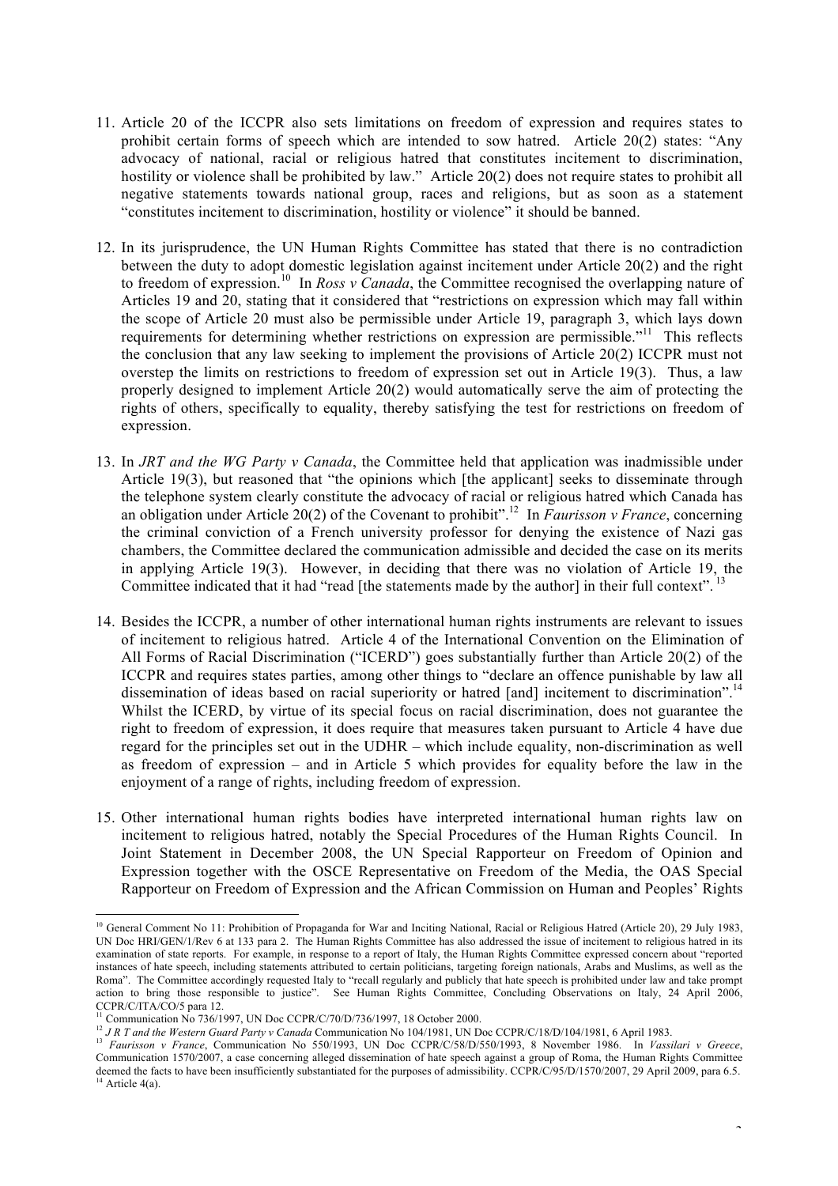11. Article 20 of the ICCPR also sets limitations on freedom of expression and requires states to prohibit certain forms of speech which are intended to sow hatred. Article 20(2) states: "Any advocacy of national, racial or religious hatred that constitutes incitement to discrimination, hostility or violence shall be prohibited by law." Article 20(2) does not require states to prohibit all negative statements towards national group, races and religions, but as soon as a statement "constitutes incitement to discrimination, hostility or violence" it should be banned.

12. In its jurisprudence, the UN Human Rights Committee has stated that there is no contradiction between the duty to adopt domestic legislation against incitement under Article 20(2) and the right to freedom of expression.[10] In *Ross v Canada*, the Committee recognised the overlapping nature of Articles 19 and 20, stating that it considered that "restrictions on expression which may fall within the scope of Article 20 must also be permissible under Article 19, paragraph 3, which lays down requirements for determining whether restrictions on expression are permissible."[11] This reflects the conclusion that any law seeking to implement the provisions of Article 20(2) ICCPR must not overstep the limits on restrictions to freedom of expression set out in Article 19(3). Thus, a law properly designed to implement Article 20(2) would automatically serve the aim of protecting the rights of others, specifically to equality, thereby satisfying the test for restrictions on freedom of expression.

13. In *JRT and the WG Party v Canada*, the Committee held that application was inadmissible under Article 19(3), but reasoned that "the opinions which [the applicant] seeks to disseminate through the telephone system clearly constitute the advocacy of racial or religious hatred which Canada has an obligation under Article 20(2) of the Covenant to prohibit".[12] In *Faurisson v France*, concerning the criminal conviction of a French university professor for denying the existence of Nazi gas chambers, the Committee declared the communication admissible and decided the case on its merits in applying Article 19(3). However, in deciding that there was no violation of Article 19, the Committee indicated that it had "read [the statements made by the author] in their full context".[13]

14. Besides the ICCPR, a number of other international human rights instruments are relevant to issues of incitement to religious hatred. Article 4 of the International Convention on the Elimination of All Forms of Racial Discrimination ("ICERD") goes substantially further than Article 20(2) of the ICCPR and requires states parties, among other things to "declare an offence punishable by law all dissemination of ideas based on racial superiority or hatred [and] incitement to discrimination".[14] Whilst the ICERD, by virtue of its special focus on racial discrimination, does not guarantee the right to freedom of expression, it does require that measures taken pursuant to Article 4 have due regard for the principles set out in the UDHR – which include equality, non-discrimination as well as freedom of expression – and in Article 5 which provides for equality before the law in the enjoyment of a range of rights, including freedom of expression.

15. Other international human rights bodies have interpreted international human rights law on incitement to religious hatred, notably the Special Procedures of the Human Rights Council. In Joint Statement in December 2008, the UN Special Rapporteur on Freedom of Opinion and Expression together with the OSCE Representative on Freedom of the Media, the OAS Special Rapporteur on Freedom of Expression and the African Commission on Human and Peoples' Rights

---

[10] General Comment No 11: Prohibition of Propaganda for War and Inciting National, Racial or Religious Hatred (Article 20), 29 July 1983, UN Doc HRI/GEN/1/Rev 6 at 133 para 2. The Human Rights Committee has also addressed the issue of incitement to religious hatred in its examination of state reports. For example, in response to a report of Italy, the Human Rights Committee expressed concern about "reported instances of hate speech, including statements attributed to certain politicians, targeting foreign nationals, Arabs and Muslims, as well as the Roma". The Committee accordingly requested Italy to "recall regularly and publicly that hate speech is prohibited under law and take prompt action to bring those responsible to justice". See Human Rights Committee, Concluding Observations on Italy, 24 April 2006, CCPR/C/ITA/CO/5 para 12.

[11] Communication No 736/1997, UN Doc CCPR/C/70/D/736/1997, 18 October 2000.

[12] *J R T and the Western Guard Party v Canada* Communication No 104/1981, UN Doc CCPR/C/18/D/104/1981, 6 April 1983.

[13] *Faurisson v France*, Communication No 550/1993, UN Doc CCPR/C/58/D/550/1993, 8 November 1986. In *Vassilari v Greece*, Communication 1570/2007, a case concerning alleged dissemination of hate speech against a group of Roma, the Human Rights Committee deemed the facts to have been insufficiently substantiated for the purposes of admissibility. CCPR/C/95/D/1570/2007, 29 April 2009, para 6.5.

[14] Article 4(a).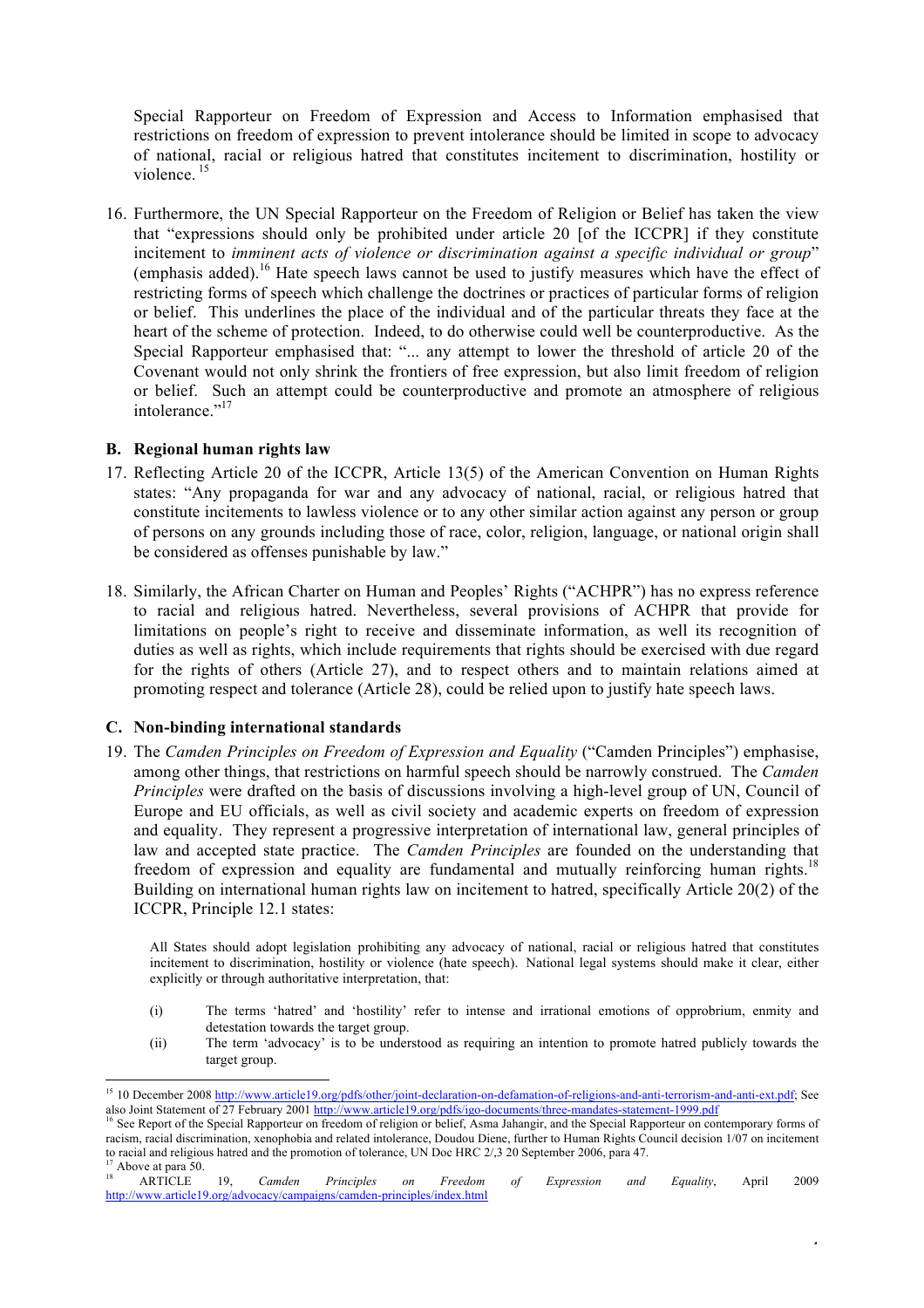Special Rapporteur on Freedom of Expression and Access to Information emphasised that restrictions on freedom of expression to prevent intolerance should be limited in scope to advocacy of national, racial or religious hatred that constitutes incitement to discrimination, hostility or violence. [15]

16. Furthermore, the UN Special Rapporteur on the Freedom of Religion or Belief has taken the view that "expressions should only be prohibited under article 20 [of the ICCPR] if they constitute incitement to *imminent acts of violence or discrimination against a specific individual or group*" (emphasis added).[16] Hate speech laws cannot be used to justify measures which have the effect of restricting forms of speech which challenge the doctrines or practices of particular forms of religion or belief. This underlines the place of the individual and of the particular threats they face at the heart of the scheme of protection. Indeed, to do otherwise could well be counterproductive. As the Special Rapporteur emphasised that: "... any attempt to lower the threshold of article 20 of the Covenant would not only shrink the frontiers of free expression, but also limit freedom of religion or belief. Such an attempt could be counterproductive and promote an atmosphere of religious intolerance."[17]

### B. Regional human rights law

17. Reflecting Article 20 of the ICCPR, Article 13(5) of the American Convention on Human Rights states: "Any propaganda for war and any advocacy of national, racial, or religious hatred that constitute incitements to lawless violence or to any other similar action against any person or group of persons on any grounds including those of race, color, religion, language, or national origin shall be considered as offenses punishable by law."

18. Similarly, the African Charter on Human and Peoples' Rights ("ACHPR") has no express reference to racial and religious hatred. Nevertheless, several provisions of ACHPR that provide for limitations on people's right to receive and disseminate information, as well its recognition of duties as well as rights, which include requirements that rights should be exercised with due regard for the rights of others (Article 27), and to respect others and to maintain relations aimed at promoting respect and tolerance (Article 28), could be relied upon to justify hate speech laws.

### C. Non-binding international standards

19. The *Camden Principles on Freedom of Expression and Equality* ("Camden Principles") emphasise, among other things, that restrictions on harmful speech should be narrowly construed. The *Camden Principles* were drafted on the basis of discussions involving a high-level group of UN, Council of Europe and EU officials, as well as civil society and academic experts on freedom of expression and equality. They represent a progressive interpretation of international law, general principles of law and accepted state practice. The *Camden Principles* are founded on the understanding that freedom of expression and equality are fundamental and mutually reinforcing human rights.[18] Building on international human rights law on incitement to hatred, specifically Article 20(2) of the ICCPR, Principle 12.1 states:

> All States should adopt legislation prohibiting any advocacy of national, racial or religious hatred that constitutes incitement to discrimination, hostility or violence (hate speech). National legal systems should make it clear, either explicitly or through authoritative interpretation, that:
>
> (i) The terms 'hatred' and 'hostility' refer to intense and irrational emotions of opprobrium, enmity and detestation towards the target group.
>
> (ii) The term 'advocacy' is to be understood as requiring an intention to promote hatred publicly towards the target group.

---

[15] 10 December 2008 http://www.article19.org/pdfs/other/joint-declaration-on-defamation-of-religions-and-anti-terrorism-and-anti-ext.pdf; See also Joint Statement of 27 February 2001 http://www.article19.org/pdfs/igo-documents/three-mandates-statement-1999.pdf

[16] See Report of the Special Rapporteur on freedom of religion or belief, Asma Jahangir, and the Special Rapporteur on contemporary forms of racism, racial discrimination, xenophobia and related intolerance, Doudou Diene, further to Human Rights Council decision 1/07 on incitement to racial and religious hatred and the promotion of tolerance, UN Doc HRC 2/,3 20 September 2006, para 47.

[17] Above at para 50.

[18] ARTICLE 19, *Camden Principles on Freedom of Expression and Equality*, April 2009 http://www.article19.org/advocacy/campaigns/camden-principles/index.html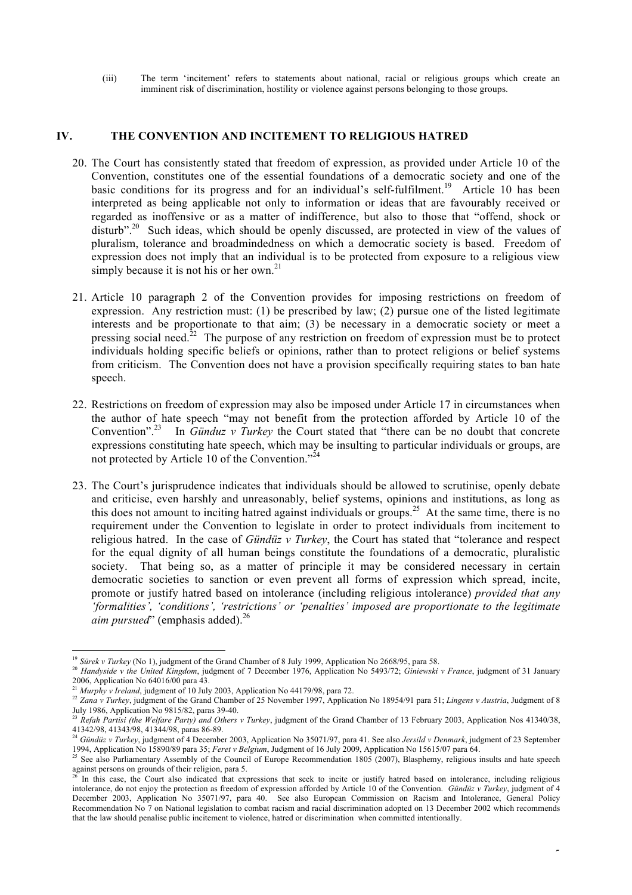(iii) The term 'incitement' refers to statements about national, racial or religious groups which create an imminent risk of discrimination, hostility or violence against persons belonging to those groups.

## IV. THE CONVENTION AND INCITEMENT TO RELIGIOUS HATRED

20. The Court has consistently stated that freedom of expression, as provided under Article 10 of the Convention, constitutes one of the essential foundations of a democratic society and one of the basic conditions for its progress and for an individual's self-fulfilment.[19] Article 10 has been interpreted as being applicable not only to information or ideas that are favourably received or regarded as inoffensive or as a matter of indifference, but also to those that "offend, shock or disturb".[20] Such ideas, which should be openly discussed, are protected in view of the values of pluralism, tolerance and broadmindedness on which a democratic society is based. Freedom of expression does not imply that an individual is to be protected from exposure to a religious view simply because it is not his or her own.[21]

21. Article 10 paragraph 2 of the Convention provides for imposing restrictions on freedom of expression. Any restriction must: (1) be prescribed by law; (2) pursue one of the listed legitimate interests and be proportionate to that aim; (3) be necessary in a democratic society or meet a pressing social need.[22] The purpose of any restriction on freedom of expression must be to protect individuals holding specific beliefs or opinions, rather than to protect religions or belief systems from criticism. The Convention does not have a provision specifically requiring states to ban hate speech.

22. Restrictions on freedom of expression may also be imposed under Article 17 in circumstances when the author of hate speech "may not benefit from the protection afforded by Article 10 of the Convention".[23] In *Gunduz v Turkey* the Court stated that "there can be no doubt that concrete expressions constituting hate speech, which may be insulting to particular individuals or groups, are not protected by Article 10 of the Convention."[24]

23. The Court's jurisprudence indicates that individuals should be allowed to scrutinise, openly debate and criticise, even harshly and unreasonably, belief systems, opinions and institutions, as long as this does not amount to inciting hatred against individuals or groups.[25] At the same time, there is no requirement under the Convention to legislate in order to protect individuals from incitement to religious hatred. In the case of *Gündüz v Turkey*, the Court has stated that "tolerance and respect for the equal dignity of all human beings constitute the foundations of a democratic, pluralistic society. That being so, as a matter of principle it may be considered necessary in certain democratic societies to sanction or even prevent all forms of expression which spread, incite, promote or justify hatred based on intolerance (including religious intolerance) *provided that any 'formalities', 'conditions', 'restrictions' or 'penalties' imposed are proportionate to the legitimate aim pursued*" (emphasis added).[26]

---

[19] *Sürek v Turkey* (No 1), judgment of the Grand Chamber of 8 July 1999, Application No 2668/95, para 58.

[20] *Handyside v the United Kingdom*, judgment of 7 December 1976, Application No 5493/72; *Giniewski v France*, judgment of 31 January 2006, Application No 64016/00 para 43.

[21] *Murphy v Ireland*, judgment of 10 July 2003, Application No 44179/98, para 72.

[22] *Zana v Turkey*, judgment of the Grand Chamber of 25 November 1997, Application No 18954/91 para 51; *Lingens v Austria*, Judgment of 8 July 1986, Application No 9815/82, paras 39-40.

[23] *Refah Partisi (the Welfare Party) and Others v Turkey*, judgment of the Grand Chamber of 13 February 2003, Application Nos 41340/38, 41342/98, 41343/98, 41344/98, paras 86-89.

[24] *Gündüz v Turkey*, judgment of 4 December 2003, Application No 35071/97, para 41. See also *Jersild v Denmark*, judgment of 23 September 1994, Application No 15890/89 para 35; *Feret v Belgium*, Judgment of 16 July 2009, Application No 15615/07 para 64.

[25] See also Parliamentary Assembly of the Council of Europe Recommendation 1805 (2007), Blasphemy, religious insults and hate speech against persons on grounds of their religion, para 5.

[26] In this case, the Court also indicated that expressions that seek to incite or justify hatred based on intolerance, including religious intolerance, do not enjoy the protection as freedom of expression afforded by Article 10 of the Convention. *Gündüz v Turkey*, judgment of 4 December 2003, Application No 35071/97, para 40. See also European Commission on Racism and Intolerance, General Policy Recommendation No 7 on National legislation to combat racism and racial discrimination adopted on 13 December 2002 which recommends that the law should penalise public incitement to violence, hatred or discrimination when committed intentionally.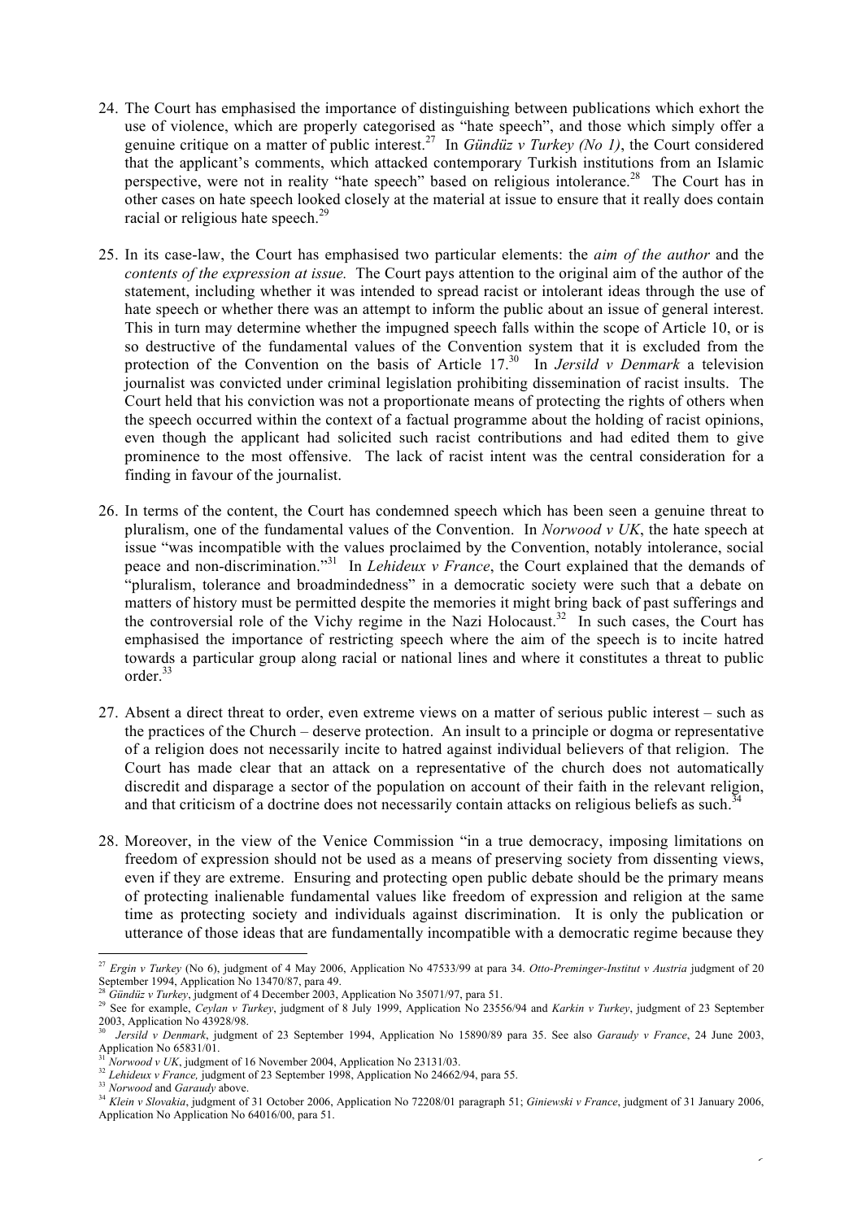24. The Court has emphasised the importance of distinguishing between publications which exhort the use of violence, which are properly categorised as "hate speech", and those which simply offer a genuine critique on a matter of public interest.[27] In *Gündüz v Turkey (No 1)*, the Court considered that the applicant's comments, which attacked contemporary Turkish institutions from an Islamic perspective, were not in reality "hate speech" based on religious intolerance.[28] The Court has in other cases on hate speech looked closely at the material at issue to ensure that it really does contain racial or religious hate speech.[29]

25. In its case-law, the Court has emphasised two particular elements: the *aim of the author* and the *contents of the expression at issue.* The Court pays attention to the original aim of the author of the statement, including whether it was intended to spread racist or intolerant ideas through the use of hate speech or whether there was an attempt to inform the public about an issue of general interest. This in turn may determine whether the impugned speech falls within the scope of Article 10, or is so destructive of the fundamental values of the Convention system that it is excluded from the protection of the Convention on the basis of Article 17.[30] In *Jersild v Denmark* a television journalist was convicted under criminal legislation prohibiting dissemination of racist insults. The Court held that his conviction was not a proportionate means of protecting the rights of others when the speech occurred within the context of a factual programme about the holding of racist opinions, even though the applicant had solicited such racist contributions and had edited them to give prominence to the most offensive. The lack of racist intent was the central consideration for a finding in favour of the journalist.

26. In terms of the content, the Court has condemned speech which has been seen a genuine threat to pluralism, one of the fundamental values of the Convention. In *Norwood v UK*, the hate speech at issue "was incompatible with the values proclaimed by the Convention, notably intolerance, social peace and non-discrimination."[31] In *Lehideux v France*, the Court explained that the demands of "pluralism, tolerance and broadmindedness" in a democratic society were such that a debate on matters of history must be permitted despite the memories it might bring back of past sufferings and the controversial role of the Vichy regime in the Nazi Holocaust.[32] In such cases, the Court has emphasised the importance of restricting speech where the aim of the speech is to incite hatred towards a particular group along racial or national lines and where it constitutes a threat to public order.[33]

27. Absent a direct threat to order, even extreme views on a matter of serious public interest – such as the practices of the Church – deserve protection. An insult to a principle or dogma or representative of a religion does not necessarily incite to hatred against individual believers of that religion. The Court has made clear that an attack on a representative of the church does not automatically discredit and disparage a sector of the population on account of their faith in the relevant religion, and that criticism of a doctrine does not necessarily contain attacks on religious beliefs as such.[34]

28. Moreover, in the view of the Venice Commission "in a true democracy, imposing limitations on freedom of expression should not be used as a means of preserving society from dissenting views, even if they are extreme. Ensuring and protecting open public debate should be the primary means of protecting inalienable fundamental values like freedom of expression and religion at the same time as protecting society and individuals against discrimination. It is only the publication or utterance of those ideas that are fundamentally incompatible with a democratic regime because they

---

[27] *Ergin v Turkey* (No 6), judgment of 4 May 2006, Application No 47533/99 at para 34. *Otto-Preminger-Institut v Austria* judgment of 20 September 1994, Application No 13470/87, para 49.

[28] *Gündüz v Turkey*, judgment of 4 December 2003, Application No 35071/97, para 51.

[29] See for example, *Ceylan v Turkey*, judgment of 8 July 1999, Application No 23556/94 and *Karkin v Turkey*, judgment of 23 September 2003, Application No 43928/98.

[30] *Jersild v Denmark*, judgment of 23 September 1994, Application No 15890/89 para 35. See also *Garaudy v France*, 24 June 2003, Application No 65831/01.

[31] *Norwood v UK*, judgment of 16 November 2004, Application No 23131/03.

[32] *Lehideux v France,* judgment of 23 September 1998, Application No 24662/94, para 55.

[33] *Norwood* and *Garaudy* above.

[34] *Klein v Slovakia*, judgment of 31 October 2006, Application No 72208/01 paragraph 51; *Giniewski v France*, judgment of 31 January 2006, Application No Application No 64016/00, para 51.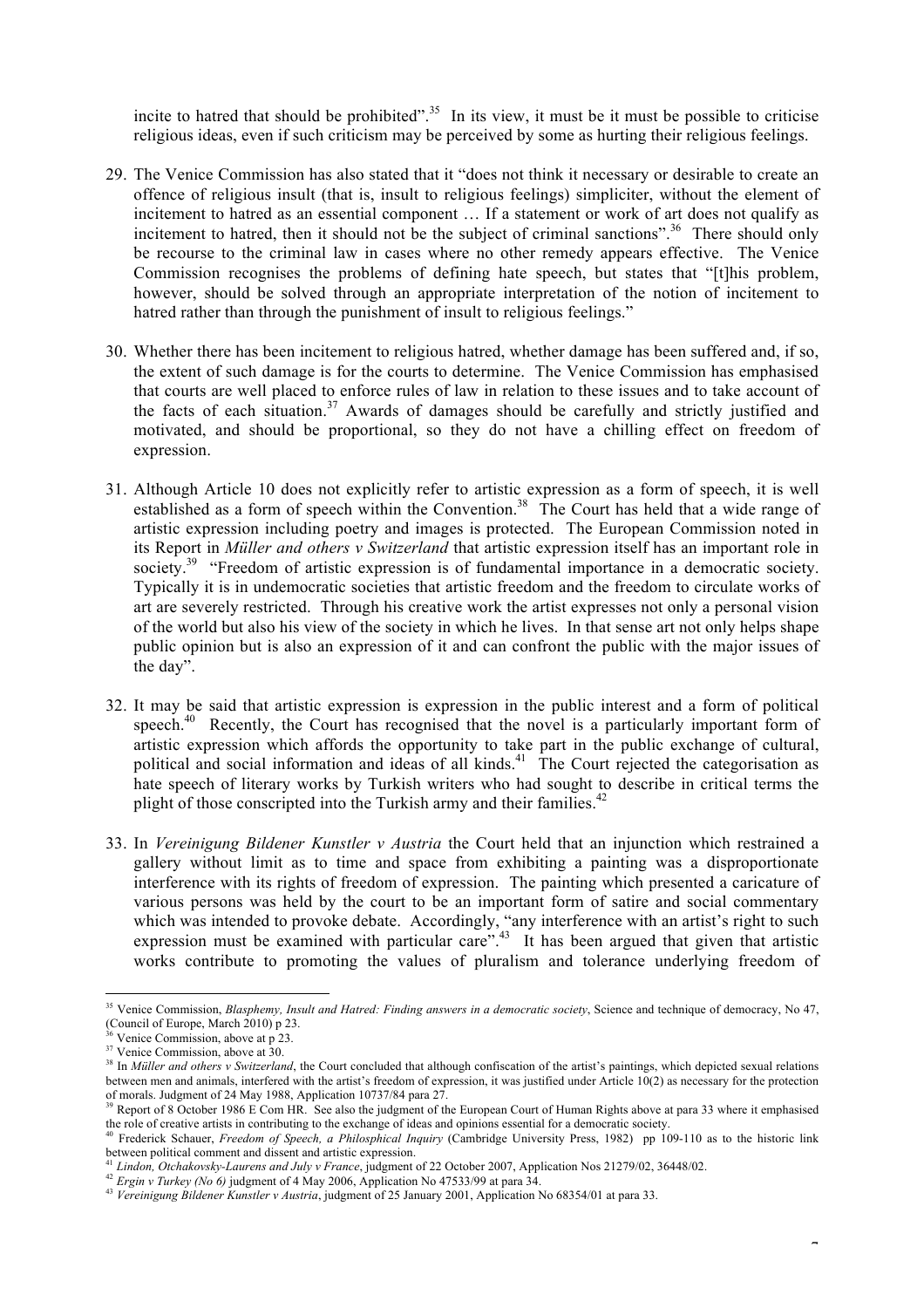incite to hatred that should be prohibited".[35] In its view, it must be it must be possible to criticise religious ideas, even if such criticism may be perceived by some as hurting their religious feelings.

29. The Venice Commission has also stated that it "does not think it necessary or desirable to create an offence of religious insult (that is, insult to religious feelings) simpliciter, without the element of incitement to hatred as an essential component … If a statement or work of art does not qualify as incitement to hatred, then it should not be the subject of criminal sanctions".[36] There should only be recourse to the criminal law in cases where no other remedy appears effective. The Venice Commission recognises the problems of defining hate speech, but states that "[t]his problem, however, should be solved through an appropriate interpretation of the notion of incitement to hatred rather than through the punishment of insult to religious feelings."

30. Whether there has been incitement to religious hatred, whether damage has been suffered and, if so, the extent of such damage is for the courts to determine. The Venice Commission has emphasised that courts are well placed to enforce rules of law in relation to these issues and to take account of the facts of each situation.[37] Awards of damages should be carefully and strictly justified and motivated, and should be proportional, so they do not have a chilling effect on freedom of expression.

31. Although Article 10 does not explicitly refer to artistic expression as a form of speech, it is well established as a form of speech within the Convention.[38] The Court has held that a wide range of artistic expression including poetry and images is protected. The European Commission noted in its Report in *Müller and others v Switzerland* that artistic expression itself has an important role in society.[39] "Freedom of artistic expression is of fundamental importance in a democratic society. Typically it is in undemocratic societies that artistic freedom and the freedom to circulate works of art are severely restricted. Through his creative work the artist expresses not only a personal vision of the world but also his view of the society in which he lives. In that sense art not only helps shape public opinion but is also an expression of it and can confront the public with the major issues of the day".

32. It may be said that artistic expression is expression in the public interest and a form of political speech.[40] Recently, the Court has recognised that the novel is a particularly important form of artistic expression which affords the opportunity to take part in the public exchange of cultural, political and social information and ideas of all kinds.[41] The Court rejected the categorisation as hate speech of literary works by Turkish writers who had sought to describe in critical terms the plight of those conscripted into the Turkish army and their families.[42]

33. In *Vereinigung Bildener Kunstler v Austria* the Court held that an injunction which restrained a gallery without limit as to time and space from exhibiting a painting was a disproportionate interference with its rights of freedom of expression. The painting which presented a caricature of various persons was held by the court to be an important form of satire and social commentary which was intended to provoke debate. Accordingly, "any interference with an artist's right to such expression must be examined with particular care".[43] It has been argued that given that artistic works contribute to promoting the values of pluralism and tolerance underlying freedom of

---

[35] Venice Commission, *Blasphemy, Insult and Hatred: Finding answers in a democratic society*, Science and technique of democracy, No 47, (Council of Europe, March 2010) p 23.

[36] Venice Commission, above at p 23.

[37] Venice Commission, above at 30.

[38] In *Müller and others v Switzerland*, the Court concluded that although confiscation of the artist's paintings, which depicted sexual relations between men and animals, interfered with the artist's freedom of expression, it was justified under Article 10(2) as necessary for the protection of morals. Judgment of 24 May 1988, Application 10737/84 para 27.

[39] Report of 8 October 1986 E Com HR. See also the judgment of the European Court of Human Rights above at para 33 where it emphasised the role of creative artists in contributing to the exchange of ideas and opinions essential for a democratic society.

[40] Frederick Schauer, *Freedom of Speech, a Philosophical Inquiry* (Cambridge University Press, 1982) pp 109-110 as to the historic link between political comment and dissent and artistic expression.

[41] *Lindon, Otchakovsky-Laurens and July v France*, judgment of 22 October 2007, Application Nos 21279/02, 36448/02.

[42] *Ergin v Turkey (No 6)* judgment of 4 May 2006, Application No 47533/99 at para 34.

[43] *Vereinigung Bildener Kunstler v Austria*, judgment of 25 January 2001, Application No 68354/01 at para 33.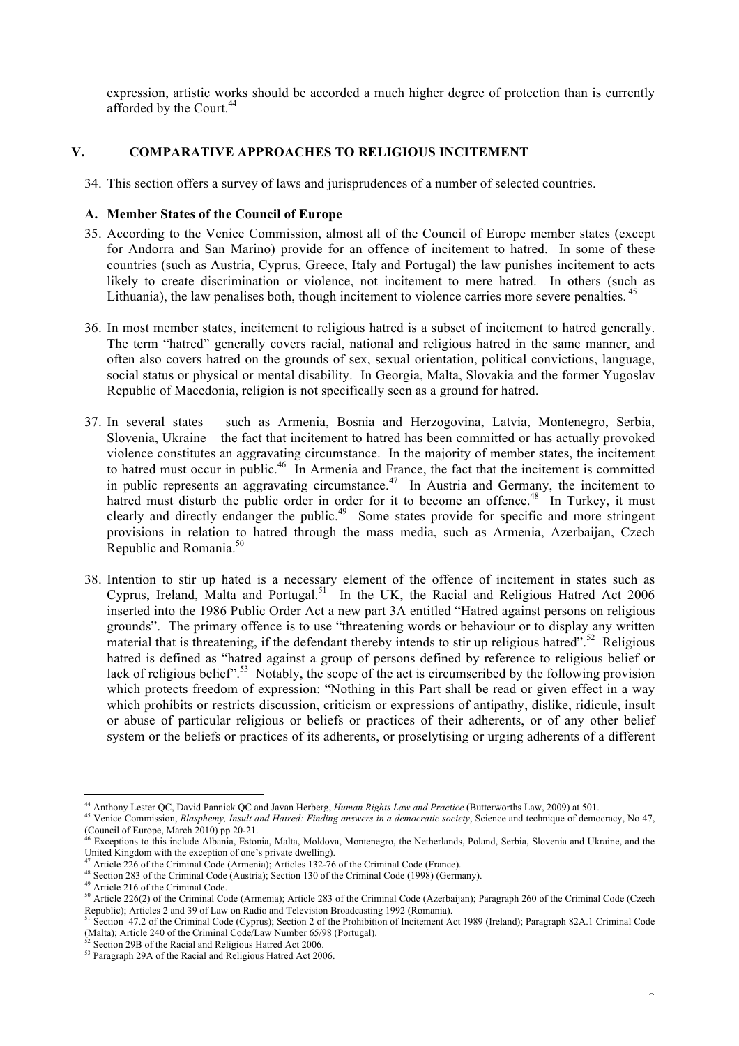expression, artistic works should be accorded a much higher degree of protection than is currently afforded by the Court.[44]

## V. COMPARATIVE APPROACHES TO RELIGIOUS INCITEMENT

34. This section offers a survey of laws and jurisprudences of a number of selected countries.

### A. Member States of the Council of Europe

35. According to the Venice Commission, almost all of the Council of Europe member states (except for Andorra and San Marino) provide for an offence of incitement to hatred. In some of these countries (such as Austria, Cyprus, Greece, Italy and Portugal) the law punishes incitement to acts likely to create discrimination or violence, not incitement to mere hatred. In others (such as Lithuania), the law penalises both, though incitement to violence carries more severe penalties.[45]

36. In most member states, incitement to religious hatred is a subset of incitement to hatred generally. The term "hatred" generally covers racial, national and religious hatred in the same manner, and often also covers hatred on the grounds of sex, sexual orientation, political convictions, language, social status or physical or mental disability. In Georgia, Malta, Slovakia and the former Yugoslav Republic of Macedonia, religion is not specifically seen as a ground for hatred.

37. In several states – such as Armenia, Bosnia and Herzogovina, Latvia, Montenegro, Serbia, Slovenia, Ukraine – the fact that incitement to hatred has been committed or has actually provoked violence constitutes an aggravating circumstance. In the majority of member states, the incitement to hatred must occur in public.[46] In Armenia and France, the fact that the incitement is committed in public represents an aggravating circumstance.[47] In Austria and Germany, the incitement to hatred must disturb the public order in order for it to become an offence.[48] In Turkey, it must clearly and directly endanger the public.[49] Some states provide for specific and more stringent provisions in relation to hatred through the mass media, such as Armenia, Azerbaijan, Czech Republic and Romania.[50]

38. Intention to stir up hated is a necessary element of the offence of incitement in states such as Cyprus, Ireland, Malta and Portugal.[51] In the UK, the Racial and Religious Hatred Act 2006 inserted into the 1986 Public Order Act a new part 3A entitled "Hatred against persons on religious grounds". The primary offence is to use "threatening words or behaviour or to display any written material that is threatening, if the defendant thereby intends to stir up religious hatred".[52] Religious hatred is defined as "hatred against a group of persons defined by reference to religious belief or lack of religious belief".[53] Notably, the scope of the act is circumscribed by the following provision which protects freedom of expression: "Nothing in this Part shall be read or given effect in a way which prohibits or restricts discussion, criticism or expressions of antipathy, dislike, ridicule, insult or abuse of particular religious or beliefs or practices of their adherents, or of any other belief system or the beliefs or practices of its adherents, or proselytising or urging adherents of a different

---

[44] Anthony Lester QC, David Pannick QC and Javan Herberg, *Human Rights Law and Practice* (Butterworths Law, 2009) at 501.

[45] Venice Commission, *Blasphemy, Insult and Hatred: Finding answers in a democratic society*, Science and technique of democracy, No 47, (Council of Europe, March 2010) pp 20-21.

[46] Exceptions to this include Albania, Estonia, Malta, Moldova, Montenegro, the Netherlands, Poland, Serbia, Slovenia and Ukraine, and the United Kingdom with the exception of one's private dwelling).

[47] Article 226 of the Criminal Code (Armenia); Articles 132-76 of the Criminal Code (France).

[48] Section 283 of the Criminal Code (Austria); Section 130 of the Criminal Code (1998) (Germany).

[49] Article 216 of the Criminal Code.

[50] Article 226(2) of the Criminal Code (Armenia); Article 283 of the Criminal Code (Azerbaijan); Paragraph 260 of the Criminal Code (Czech Republic); Articles 2 and 39 of Law on Radio and Television Broadcasting 1992 (Romania).

[51] Section 47.2 of the Criminal Code (Cyprus); Section 2 of the Prohibition of Incitement Act 1989 (Ireland); Paragraph 82A.1 Criminal Code (Malta); Article 240 of the Criminal Code/Law Number 65/98 (Portugal).

[52] Section 29B of the Racial and Religious Hatred Act 2006.

[53] Paragraph 29A of the Racial and Religious Hatred Act 2006.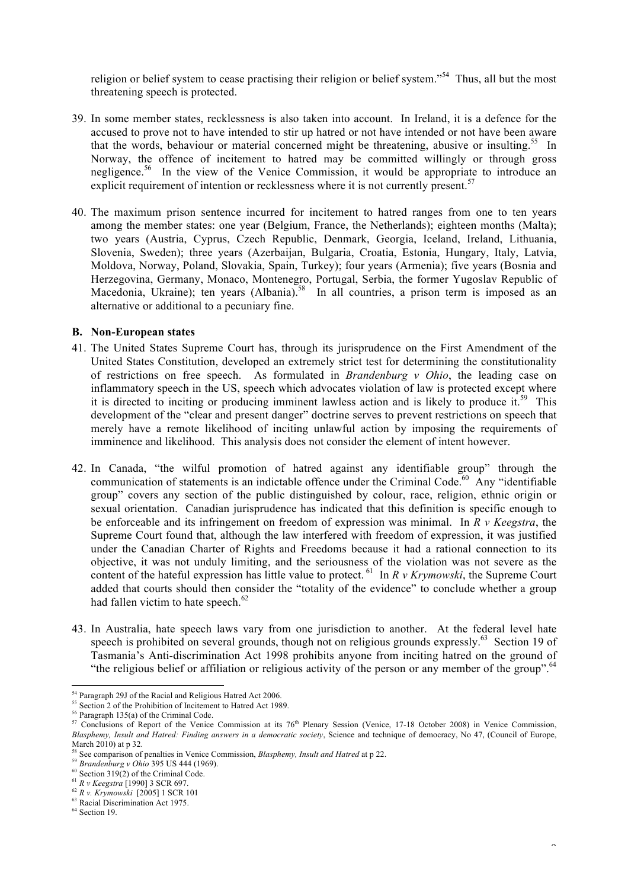religion or belief system to cease practising their religion or belief system."[54] Thus, all but the most threatening speech is protected.

39. In some member states, recklessness is also taken into account. In Ireland, it is a defence for the accused to prove not to have intended to stir up hatred or not have intended or not have been aware that the words, behaviour or material concerned might be threatening, abusive or insulting.[55] In Norway, the offence of incitement to hatred may be committed willingly or through gross negligence.[56] In the view of the Venice Commission, it would be appropriate to introduce an explicit requirement of intention or recklessness where it is not currently present.[57]

40. The maximum prison sentence incurred for incitement to hatred ranges from one to ten years among the member states: one year (Belgium, France, the Netherlands); eighteen months (Malta); two years (Austria, Cyprus, Czech Republic, Denmark, Georgia, Iceland, Ireland, Lithuania, Slovenia, Sweden); three years (Azerbaijan, Bulgaria, Croatia, Estonia, Hungary, Italy, Latvia, Moldova, Norway, Poland, Slovakia, Spain, Turkey); four years (Armenia); five years (Bosnia and Herzegovina, Germany, Monaco, Montenegro, Portugal, Serbia, the former Yugoslav Republic of Macedonia, Ukraine); ten years (Albania).[58] In all countries, a prison term is imposed as an alternative or additional to a pecuniary fine.

### B. Non-European states

41. The United States Supreme Court has, through its jurisprudence on the First Amendment of the United States Constitution, developed an extremely strict test for determining the constitutionality of restrictions on free speech. As formulated in *Brandenburg v Ohio*, the leading case on inflammatory speech in the US, speech which advocates violation of law is protected except where it is directed to inciting or producing imminent lawless action and is likely to produce it.[59] This development of the "clear and present danger" doctrine serves to prevent restrictions on speech that merely have a remote likelihood of inciting unlawful action by imposing the requirements of imminence and likelihood. This analysis does not consider the element of intent however.

42. In Canada, "the wilful promotion of hatred against any identifiable group" through the communication of statements is an indictable offence under the Criminal Code.[60] Any "identifiable group" covers any section of the public distinguished by colour, race, religion, ethnic origin or sexual orientation. Canadian jurisprudence has indicated that this definition is specific enough to be enforceable and its infringement on freedom of expression was minimal. In *R v Keegstra*, the Supreme Court found that, although the law interfered with freedom of expression, it was justified under the Canadian Charter of Rights and Freedoms because it had a rational connection to its objective, it was not unduly limiting, and the seriousness of the violation was not severe as the content of the hateful expression has little value to protect.[61] In *R v Krymowski*, the Supreme Court added that courts should then consider the "totality of the evidence" to conclude whether a group had fallen victim to hate speech.[62]

43. In Australia, hate speech laws vary from one jurisdiction to another. At the federal level hate speech is prohibited on several grounds, though not on religious grounds expressly.[63] Section 19 of Tasmania's Anti-discrimination Act 1998 prohibits anyone from inciting hatred on the ground of "the religious belief or affiliation or religious activity of the person or any member of the group".[64]

---

[54] Paragraph 29J of the Racial and Religious Hatred Act 2006.
[55] Section 2 of the Prohibition of Incitement to Hatred Act 1989.
[56] Paragraph 135(a) of the Criminal Code.
[57] Conclusions of Report of the Venice Commission at its 76th Plenary Session (Venice, 17-18 October 2008) in Venice Commission, *Blasphemy, Insult and Hatred: Finding answers in a democratic society*, Science and technique of democracy, No 47, (Council of Europe, March 2010) at p 32.
[58] See comparison of penalties in Venice Commission, *Blasphemy, Insult and Hatred* at p 22.
[59] *Brandenburg v Ohio* 395 US 444 (1969).
[60] Section 319(2) of the Criminal Code.
[61] *R v Keegstra* [1990] 3 SCR 697.
[62] *R v. Krymowski* [2005] 1 SCR 101
[63] Racial Discrimination Act 1975.
[64] Section 19.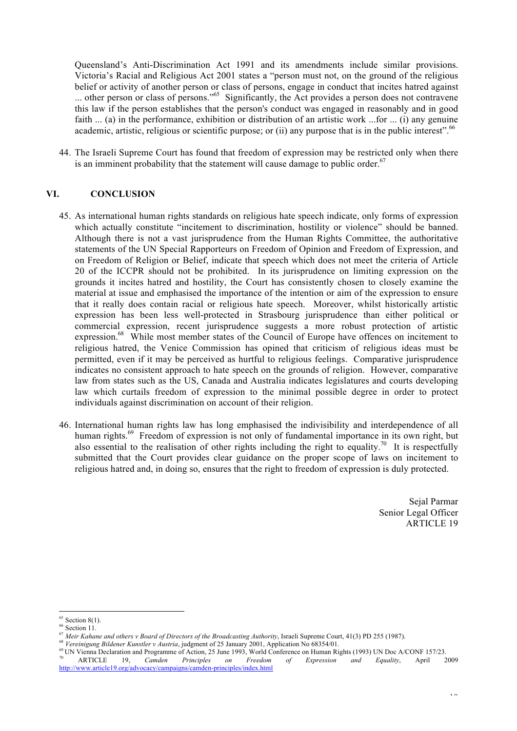Queensland's Anti-Discrimination Act 1991 and its amendments include similar provisions. Victoria's Racial and Religious Act 2001 states a "person must not, on the ground of the religious belief or activity of another person or class of persons, engage in conduct that incites hatred against ... other person or class of persons."[65] Significantly, the Act provides a person does not contravene this law if the person establishes that the person's conduct was engaged in reasonably and in good faith ... (a) in the performance, exhibition or distribution of an artistic work ...for ... (i) any genuine academic, artistic, religious or scientific purpose; or (ii) any purpose that is in the public interest".[66]

44. The Israeli Supreme Court has found that freedom of expression may be restricted only when there is an imminent probability that the statement will cause damage to public order.[67]

## VI. CONCLUSION

45. As international human rights standards on religious hate speech indicate, only forms of expression which actually constitute "incitement to discrimination, hostility or violence" should be banned. Although there is not a vast jurisprudence from the Human Rights Committee, the authoritative statements of the UN Special Rapporteurs on Freedom of Opinion and Freedom of Expression, and on Freedom of Religion or Belief, indicate that speech which does not meet the criteria of Article 20 of the ICCPR should not be prohibited. In its jurisprudence on limiting expression on the grounds it incites hatred and hostility, the Court has consistently chosen to closely examine the material at issue and emphasised the importance of the intention or aim of the expression to ensure that it really does contain racial or religious hate speech. Moreover, whilst historically artistic expression has been less well-protected in Strasbourg jurisprudence than either political or commercial expression, recent jurisprudence suggests a more robust protection of artistic expression.[68] While most member states of the Council of Europe have offences on incitement to religious hatred, the Venice Commission has opined that criticism of religious ideas must be permitted, even if it may be perceived as hurtful to religious feelings. Comparative jurisprudence indicates no consistent approach to hate speech on the grounds of religion. However, comparative law from states such as the US, Canada and Australia indicates legislatures and courts developing law which curtails freedom of expression to the minimal possible degree in order to protect individuals against discrimination on account of their religion.

46. International human rights law has long emphasised the indivisibility and interdependence of all human rights.[69] Freedom of expression is not only of fundamental importance in its own right, but also essential to the realisation of other rights including the right to equality.[70] It is respectfully submitted that the Court provides clear guidance on the proper scope of laws on incitement to religious hatred and, in doing so, ensures that the right to freedom of expression is duly protected.

Sejal Parmar
Senior Legal Officer
ARTICLE 19

---

[65] Section 8(1).

[66] Section 11.

[67] *Meir Kahane and others v Board of Directors of the Broadcasting Authority*, Israeli Supreme Court, 41(3) PD 255 (1987).

[68] *Vereinigung Bildener Kunstler v Austria*, judgment of 25 January 2001, Application No 68354/01.

[69] UN Vienna Declaration and Programme of Action, 25 June 1993, World Conference on Human Rights (1993) UN Doc A/CONF 157/23.

[70] ARTICLE 19, *Camden Principles on Freedom of Expression and Equality*, April 2009 http://www.article19.org/advocacy/campaigns/camden-principles/index.html